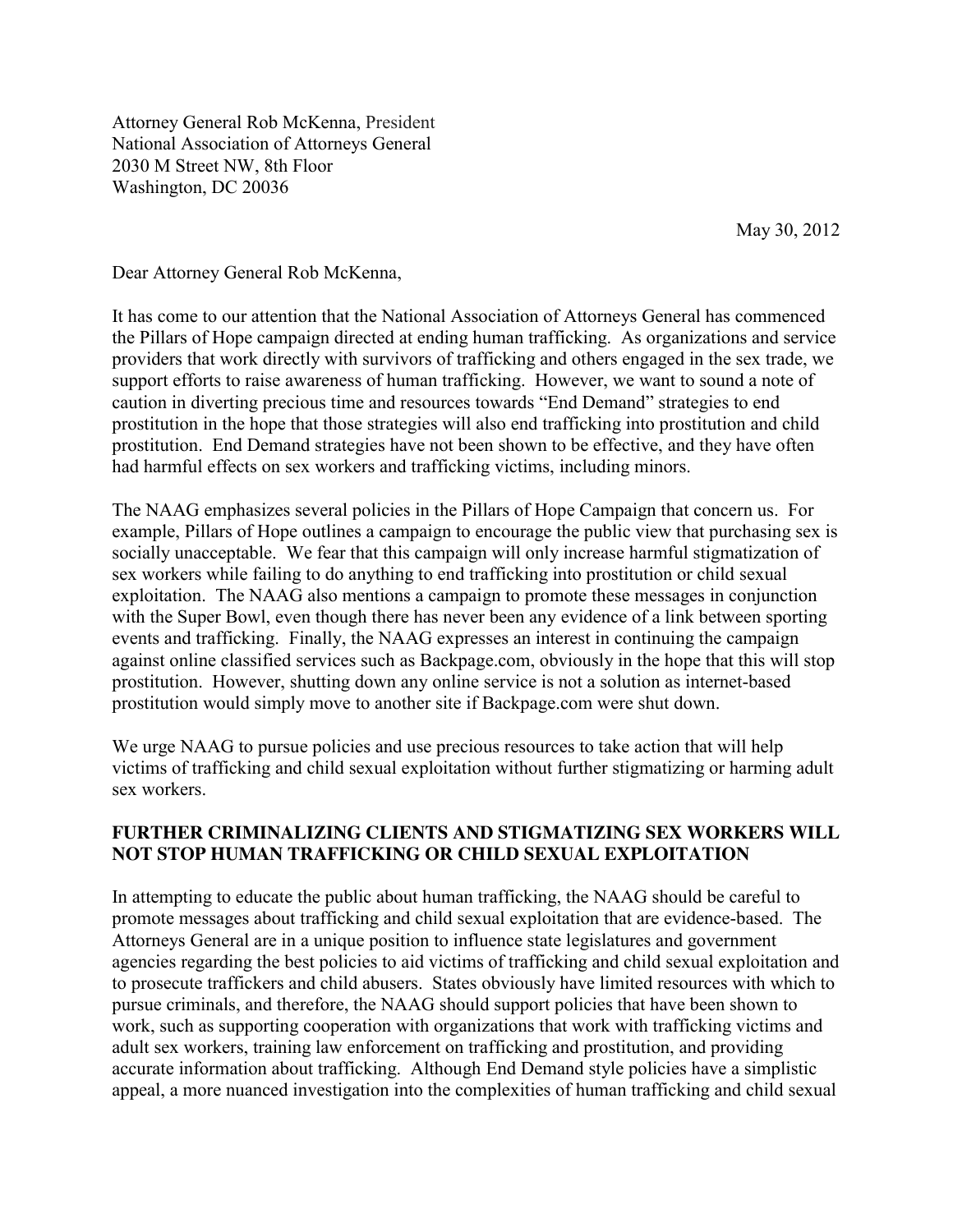Attorney General Rob McKenna, President
National Association of Attorneys General
2030 M Street NW, 8th Floor
Washington, DC 20036

May 30, 2012

Dear Attorney General Rob McKenna,

It has come to our attention that the National Association of Attorneys General has commenced the Pillars of Hope campaign directed at ending human trafficking. As organizations and service providers that work directly with survivors of trafficking and others engaged in the sex trade, we support efforts to raise awareness of human trafficking. However, we want to sound a note of caution in diverting precious time and resources towards "End Demand" strategies to end prostitution in the hope that those strategies will also end trafficking into prostitution and child prostitution. End Demand strategies have not been shown to be effective, and they have often had harmful effects on sex workers and trafficking victims, including minors.

The NAAG emphasizes several policies in the Pillars of Hope Campaign that concern us. For example, Pillars of Hope outlines a campaign to encourage the public view that purchasing sex is socially unacceptable. We fear that this campaign will only increase harmful stigmatization of sex workers while failing to do anything to end trafficking into prostitution or child sexual exploitation. The NAAG also mentions a campaign to promote these messages in conjunction with the Super Bowl, even though there has never been any evidence of a link between sporting events and trafficking. Finally, the NAAG expresses an interest in continuing the campaign against online classified services such as Backpage.com, obviously in the hope that this will stop prostitution. However, shutting down any online service is not a solution as internet-based prostitution would simply move to another site if Backpage.com were shut down.

We urge NAAG to pursue policies and use precious resources to take action that will help victims of trafficking and child sexual exploitation without further stigmatizing or harming adult sex workers.

**FURTHER CRIMINALIZING CLIENTS AND STIGMATIZING SEX WORKERS WILL NOT STOP HUMAN TRAFFICKING OR CHILD SEXUAL EXPLOITATION**

In attempting to educate the public about human trafficking, the NAAG should be careful to promote messages about trafficking and child sexual exploitation that are evidence-based. The Attorneys General are in a unique position to influence state legislatures and government agencies regarding the best policies to aid victims of trafficking and child sexual exploitation and to prosecute traffickers and child abusers. States obviously have limited resources with which to pursue criminals, and therefore, the NAAG should support policies that have been shown to work, such as supporting cooperation with organizations that work with trafficking victims and adult sex workers, training law enforcement on trafficking and prostitution, and providing accurate information about trafficking. Although End Demand style policies have a simplistic appeal, a more nuanced investigation into the complexities of human trafficking and child sexual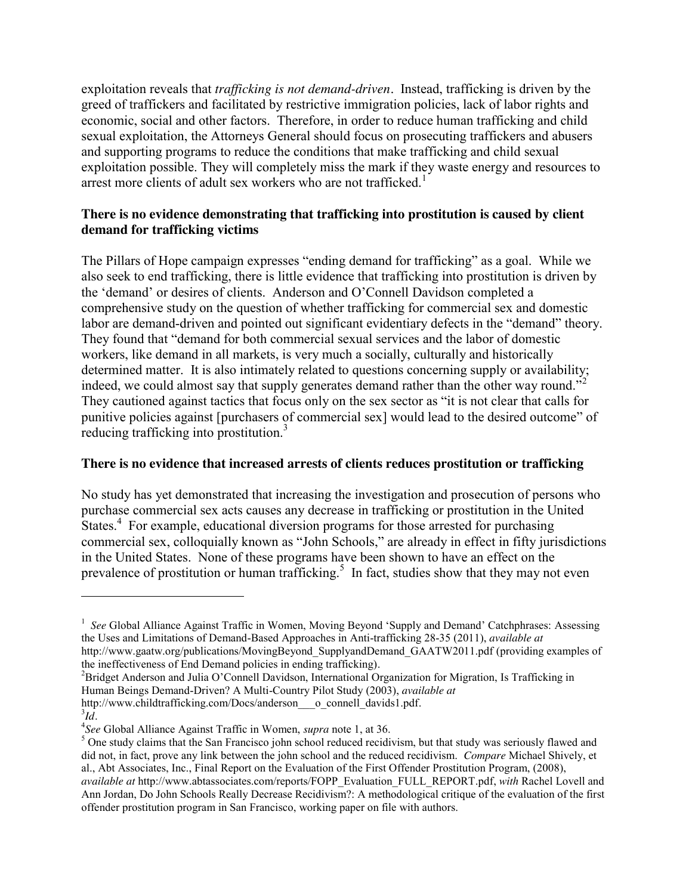exploitation reveals that *trafficking is not demand-driven*. Instead, trafficking is driven by the greed of traffickers and facilitated by restrictive immigration policies, lack of labor rights and economic, social and other factors. Therefore, in order to reduce human trafficking and child sexual exploitation, the Attorneys General should focus on prosecuting traffickers and abusers and supporting programs to reduce the conditions that make trafficking and child sexual exploitation possible. They will completely miss the mark if they waste energy and resources to arrest more clients of adult sex workers who are not trafficked.[1]

**There is no evidence demonstrating that trafficking into prostitution is caused by client demand for trafficking victims**

The Pillars of Hope campaign expresses "ending demand for trafficking" as a goal. While we also seek to end trafficking, there is little evidence that trafficking into prostitution is driven by the 'demand' or desires of clients. Anderson and O'Connell Davidson completed a comprehensive study on the question of whether trafficking for commercial sex and domestic labor are demand-driven and pointed out significant evidentiary defects in the "demand" theory. They found that "demand for both commercial sexual services and the labor of domestic workers, like demand in all markets, is very much a socially, culturally and historically determined matter. It is also intimately related to questions concerning supply or availability; indeed, we could almost say that supply generates demand rather than the other way round."[2] They cautioned against tactics that focus only on the sex sector as "it is not clear that calls for punitive policies against [purchasers of commercial sex] would lead to the desired outcome" of reducing trafficking into prostitution.[3]

**There is no evidence that increased arrests of clients reduces prostitution or trafficking**

No study has yet demonstrated that increasing the investigation and prosecution of persons who purchase commercial sex acts causes any decrease in trafficking or prostitution in the United States.[4] For example, educational diversion programs for those arrested for purchasing commercial sex, colloquially known as "John Schools," are already in effect in fifty jurisdictions in the United States. None of these programs have been shown to have an effect on the prevalence of prostitution or human trafficking.[5] In fact, studies show that they may not even

---

[1] *See* Global Alliance Against Traffic in Women, Moving Beyond 'Supply and Demand' Catchphrases: Assessing the Uses and Limitations of Demand-Based Approaches in Anti-trafficking 28-35 (2011), *available at* http://www.gaatw.org/publications/MovingBeyond_SupplyandDemand_GAATW2011.pdf (providing examples of the ineffectiveness of End Demand policies in ending trafficking).

[2] Bridget Anderson and Julia O'Connell Davidson, International Organization for Migration, Is Trafficking in Human Beings Demand-Driven? A Multi-Country Pilot Study (2003), *available at* http://www.childtrafficking.com/Docs/anderson___o_connell_davids1.pdf.

[3] *Id*.

[4] *See* Global Alliance Against Traffic in Women, *supra* note 1, at 36.

[5] One study claims that the San Francisco john school reduced recidivism, but that study was seriously flawed and did not, in fact, prove any link between the john school and the reduced recidivism. *Compare* Michael Shively, et al., Abt Associates, Inc., Final Report on the Evaluation of the First Offender Prostitution Program, (2008), *available at* http://www.abtassociates.com/reports/FOPP_Evaluation_FULL_REPORT.pdf, *with* Rachel Lovell and Ann Jordan, Do John Schools Really Decrease Recidivism?: A methodological critique of the evaluation of the first offender prostitution program in San Francisco, working paper on file with authors.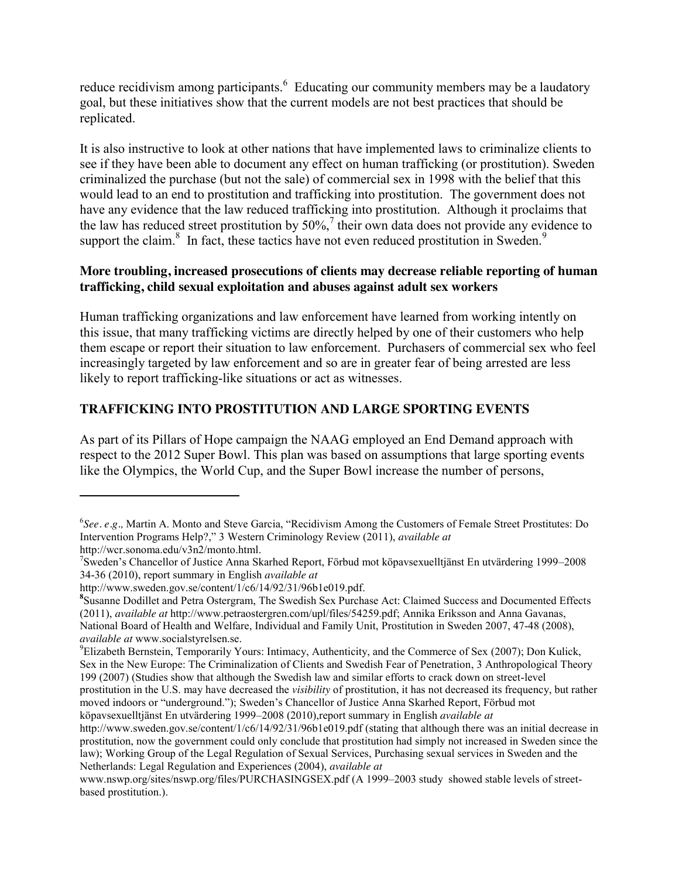reduce recidivism among participants.[6] Educating our community members may be a laudatory goal, but these initiatives show that the current models are not best practices that should be replicated.

It is also instructive to look at other nations that have implemented laws to criminalize clients to see if they have been able to document any effect on human trafficking (or prostitution). Sweden criminalized the purchase (but not the sale) of commercial sex in 1998 with the belief that this would lead to an end to prostitution and trafficking into prostitution. The government does not have any evidence that the law reduced trafficking into prostitution. Although it proclaims that the law has reduced street prostitution by 50%,[7] their own data does not provide any evidence to support the claim.[8] In fact, these tactics have not even reduced prostitution in Sweden.[9]

**More troubling, increased prosecutions of clients may decrease reliable reporting of human trafficking, child sexual exploitation and abuses against adult sex workers**

Human trafficking organizations and law enforcement have learned from working intently on this issue, that many trafficking victims are directly helped by one of their customers who help them escape or report their situation to law enforcement. Purchasers of commercial sex who feel increasingly targeted by law enforcement and so are in greater fear of being arrested are less likely to report trafficking-like situations or act as witnesses.

## TRAFFICKING INTO PROSTITUTION AND LARGE SPORTING EVENTS

As part of its Pillars of Hope campaign the NAAG employed an End Demand approach with respect to the 2012 Super Bowl. This plan was based on assumptions that large sporting events like the Olympics, the World Cup, and the Super Bowl increase the number of persons,

---

[6] *See*. *e.g*., Martin A. Monto and Steve Garcia, "Recidivism Among the Customers of Female Street Prostitutes: Do Intervention Programs Help?," 3 Western Criminology Review (2011), *available at* http://wcr.sonoma.edu/v3n2/monto.html.

[7] Sweden's Chancellor of Justice Anna Skarhed Report, Förbud mot köpavsexuelltjänst En utvärdering 1999–2008 34-36 (2010), report summary in English *available at* http://www.sweden.gov.se/content/1/c6/14/92/31/96b1e019.pdf.

[8] Susanne Dodillet and Petra Ostergram, The Swedish Sex Purchase Act: Claimed Success and Documented Effects (2011), *available at* http://www.petraostergren.com/upl/files/54259.pdf; Annika Eriksson and Anna Gavanas, National Board of Health and Welfare, Individual and Family Unit, Prostitution in Sweden 2007, 47-48 (2008), *available at* www.socialstyrelsen.se.

[9] Elizabeth Bernstein, Temporarily Yours: Intimacy, Authenticity, and the Commerce of Sex (2007); Don Kulick, Sex in the New Europe: The Criminalization of Clients and Swedish Fear of Penetration, 3 Anthropological Theory 199 (2007) (Studies show that although the Swedish law and similar efforts to crack down on street-level prostitution in the U.S. may have decreased the *visibility* of prostitution, it has not decreased its frequency, but rather moved indoors or "underground."); Sweden's Chancellor of Justice Anna Skarhed Report, Förbud mot köpavsexuelltjänst En utvärdering 1999–2008 (2010),report summary in English *available at* http://www.sweden.gov.se/content/1/c6/14/92/31/96b1e019.pdf (stating that although there was an initial decrease in prostitution, now the government could only conclude that prostitution had simply not increased in Sweden since the law); Working Group of the Legal Regulation of Sexual Services, Purchasing sexual services in Sweden and the Netherlands: Legal Regulation and Experiences (2004), *available at* www.nswp.org/sites/nswp.org/files/PURCHASINGSEX.pdf (A 1999–2003 study showed stable levels of street-based prostitution.).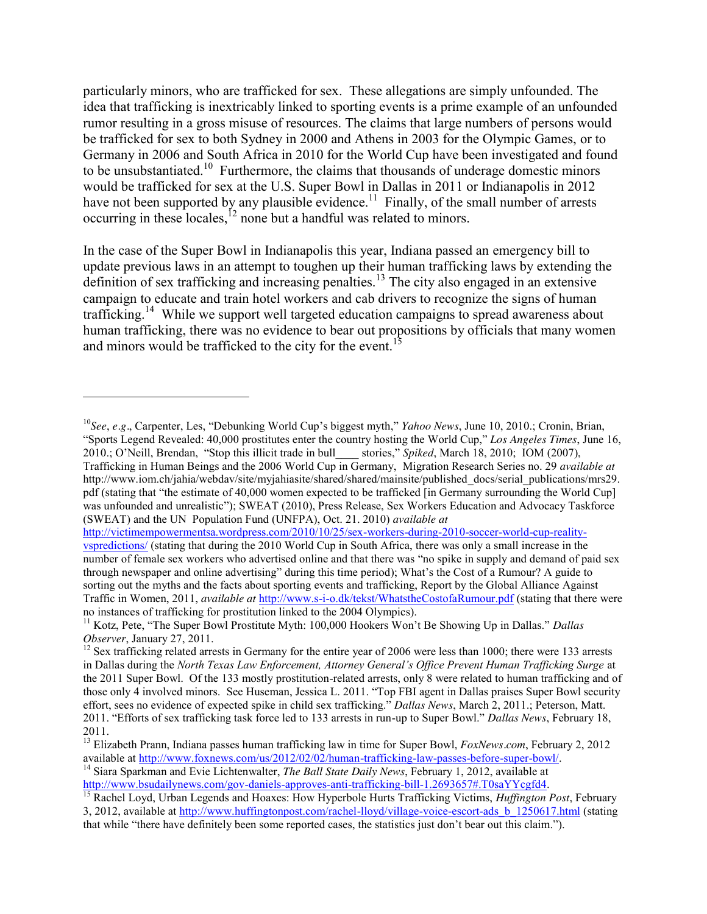particularly minors, who are trafficked for sex. These allegations are simply unfounded. The idea that trafficking is inextricably linked to sporting events is a prime example of an unfounded rumor resulting in a gross misuse of resources. The claims that large numbers of persons would be trafficked for sex to both Sydney in 2000 and Athens in 2003 for the Olympic Games, or to Germany in 2006 and South Africa in 2010 for the World Cup have been investigated and found to be unsubstantiated.[10] Furthermore, the claims that thousands of underage domestic minors would be trafficked for sex at the U.S. Super Bowl in Dallas in 2011 or Indianapolis in 2012 have not been supported by any plausible evidence.[11] Finally, of the small number of arrests occurring in these locales,[12] none but a handful was related to minors.

In the case of the Super Bowl in Indianapolis this year, Indiana passed an emergency bill to update previous laws in an attempt to toughen up their human trafficking laws by extending the definition of sex trafficking and increasing penalties.[13] The city also engaged in an extensive campaign to educate and train hotel workers and cab drivers to recognize the signs of human trafficking.[14] While we support well targeted education campaigns to spread awareness about human trafficking, there was no evidence to bear out propositions by officials that many women and minors would be trafficked to the city for the event.[15]

---

[10] *See*, *e.g*., Carpenter, Les, "Debunking World Cup's biggest myth," *Yahoo News*, June 10, 2010.; Cronin, Brian, "Sports Legend Revealed: 40,000 prostitutes enter the country hosting the World Cup," *Los Angeles Times*, June 16, 2010.; O'Neill, Brendan, "Stop this illicit trade in bull____ stories," *Spiked*, March 18, 2010; IOM (2007), Trafficking in Human Beings and the 2006 World Cup in Germany, Migration Research Series no. 29 *available at* http://www.iom.ch/jahia/webdav/site/myjahiasite/shared/shared/mainsite/published_docs/serial_publications/mrs29.pdf (stating that "the estimate of 40,000 women expected to be trafficked [in Germany surrounding the World Cup] was unfounded and unrealistic"); SWEAT (2010), Press Release, Sex Workers Education and Advocacy Taskforce (SWEAT) and the UN Population Fund (UNFPA), Oct. 21. 2010) *available at* http://victimempowermentsa.wordpress.com/2010/10/25/sex-workers-during-2010-soccer-world-cup-reality-vspredictions/ (stating that during the 2010 World Cup in South Africa, there was only a small increase in the number of female sex workers who advertised online and that there was "no spike in supply and demand of paid sex through newspaper and online advertising" during this time period); What's the Cost of a Rumour? A guide to sorting out the myths and the facts about sporting events and trafficking, Report by the Global Alliance Against Traffic in Women, 2011, *available at* http://www.s-i-o.dk/tekst/WhatstheCostofaRumour.pdf (stating that there were no instances of trafficking for prostitution linked to the 2004 Olympics).

[11] Kotz, Pete, "The Super Bowl Prostitute Myth: 100,000 Hookers Won't Be Showing Up in Dallas." *Dallas Observer*, January 27, 2011.

[12] Sex trafficking related arrests in Germany for the entire year of 2006 were less than 1000; there were 133 arrests in Dallas during the *North Texas Law Enforcement, Attorney General's Office Prevent Human Trafficking Surge* at the 2011 Super Bowl. Of the 133 mostly prostitution-related arrests, only 8 were related to human trafficking and of those only 4 involved minors. See Huseman, Jessica L. 2011. "Top FBI agent in Dallas praises Super Bowl security effort, sees no evidence of expected spike in child sex trafficking." *Dallas News*, March 2, 2011.; Peterson, Matt. 2011. "Efforts of sex trafficking task force led to 133 arrests in run-up to Super Bowl." *Dallas News*, February 18, 2011.

[13] Elizabeth Prann, Indiana passes human trafficking law in time for Super Bowl, *FoxNews.com*, February 2, 2012 available at http://www.foxnews.com/us/2012/02/02/human-trafficking-law-passes-before-super-bowl/.

[14] Siara Sparkman and Evie Lichtenwalter, *The Ball State Daily News*, February 1, 2012, available at http://www.bsudailynews.com/gov-daniels-approves-anti-trafficking-bill-1.2693657#.T0saYYcgfd4.

[15] Rachel Loyd, Urban Legends and Hoaxes: How Hyperbole Hurts Trafficking Victims, *Huffington Post*, February 3, 2012, available at http://www.huffingtonpost.com/rachel-lloyd/village-voice-escort-ads_b_1250617.html (stating that while "there have definitely been some reported cases, the statistics just don't bear out this claim.").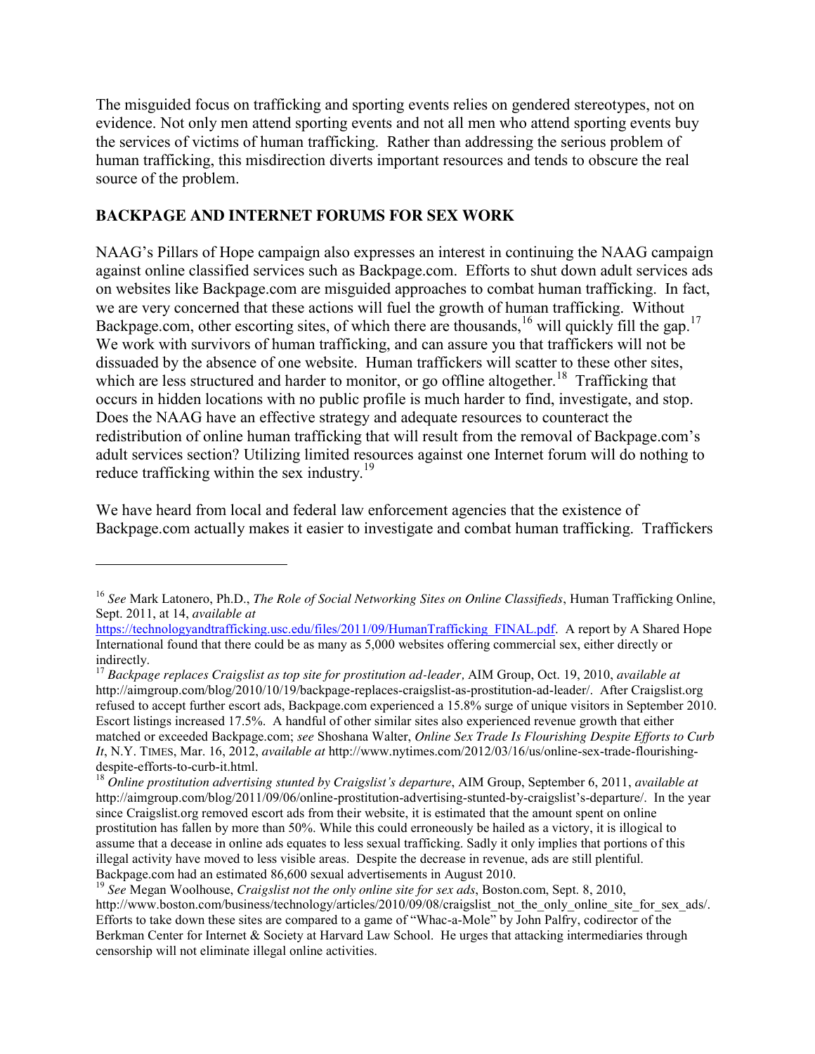The misguided focus on trafficking and sporting events relies on gendered stereotypes, not on evidence. Not only men attend sporting events and not all men who attend sporting events buy the services of victims of human trafficking. Rather than addressing the serious problem of human trafficking, this misdirection diverts important resources and tends to obscure the real source of the problem.

## BACKPAGE AND INTERNET FORUMS FOR SEX WORK

NAAG's Pillars of Hope campaign also expresses an interest in continuing the NAAG campaign against online classified services such as Backpage.com. Efforts to shut down adult services ads on websites like Backpage.com are misguided approaches to combat human trafficking. In fact, we are very concerned that these actions will fuel the growth of human trafficking. Without Backpage.com, other escorting sites, of which there are thousands,[16] will quickly fill the gap.[17] We work with survivors of human trafficking, and can assure you that traffickers will not be dissuaded by the absence of one website. Human traffickers will scatter to these other sites, which are less structured and harder to monitor, or go offline altogether.[18] Trafficking that occurs in hidden locations with no public profile is much harder to find, investigate, and stop. Does the NAAG have an effective strategy and adequate resources to counteract the redistribution of online human trafficking that will result from the removal of Backpage.com's adult services section? Utilizing limited resources against one Internet forum will do nothing to reduce trafficking within the sex industry.[19]

We have heard from local and federal law enforcement agencies that the existence of Backpage.com actually makes it easier to investigate and combat human trafficking. Traffickers

---

[16] *See* Mark Latonero, Ph.D., *The Role of Social Networking Sites on Online Classifieds*, Human Trafficking Online, Sept. 2011, at 14, *available at* https://technologyandtrafficking.usc.edu/files/2011/09/HumanTrafficking_FINAL.pdf. A report by A Shared Hope International found that there could be as many as 5,000 websites offering commercial sex, either directly or indirectly.

[17] *Backpage replaces Craigslist as top site for prostitution ad-leader*, AIM Group, Oct. 19, 2010, *available at* http://aimgroup.com/blog/2010/10/19/backpage-replaces-craigslist-as-prostitution-ad-leader/. After Craigslist.org refused to accept further escort ads, Backpage.com experienced a 15.8% surge of unique visitors in September 2010. Escort listings increased 17.5%. A handful of other similar sites also experienced revenue growth that either matched or exceeded Backpage.com; *see* Shoshana Walter, *Online Sex Trade Is Flourishing Despite Efforts to Curb It*, N.Y. TIMES, Mar. 16, 2012, *available at* http://www.nytimes.com/2012/03/16/us/online-sex-trade-flourishing-despite-efforts-to-curb-it.html.

[18] *Online prostitution advertising stunted by Craigslist's departure*, AIM Group, September 6, 2011, *available at* http://aimgroup.com/blog/2011/09/06/online-prostitution-advertising-stunted-by-craigslist's-departure/. In the year since Craigslist.org removed escort ads from their website, it is estimated that the amount spent on online prostitution has fallen by more than 50%. While this could erroneously be hailed as a victory, it is illogical to assume that a decease in online ads equates to less sexual trafficking. Sadly it only implies that portions of this illegal activity have moved to less visible areas. Despite the decrease in revenue, ads are still plentiful. Backpage.com had an estimated 86,600 sexual advertisements in August 2010.

[19] *See* Megan Woolhouse, *Craigslist not the only online site for sex ads*, Boston.com, Sept. 8, 2010, http://www.boston.com/business/technology/articles/2010/09/08/craigslist_not_the_only_online_site_for_sex_ads/. Efforts to take down these sites are compared to a game of "Whac-a-Mole" by John Palfry, codirector of the Berkman Center for Internet & Society at Harvard Law School. He urges that attacking intermediaries through censorship will not eliminate illegal online activities.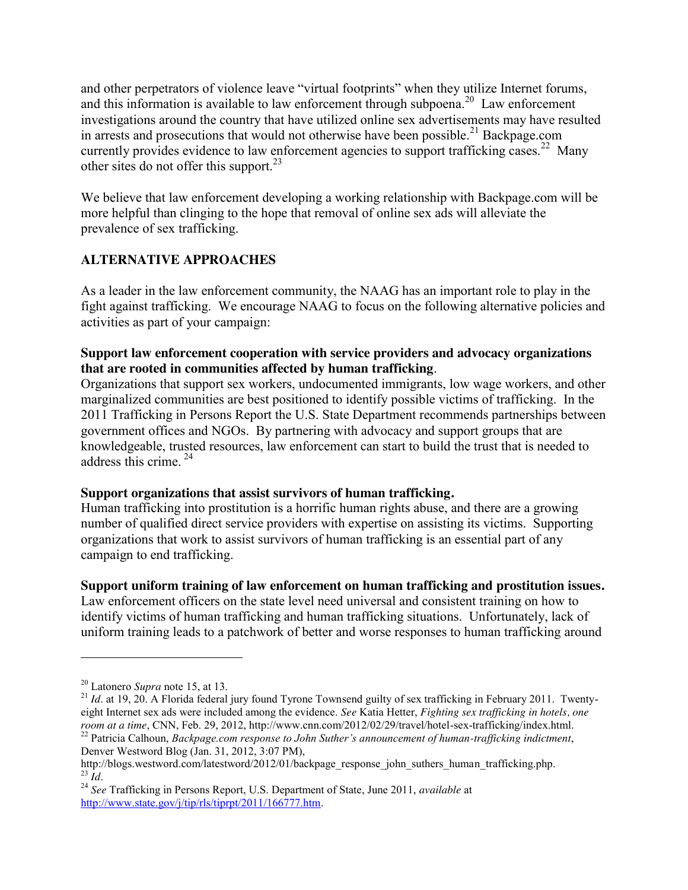and other perpetrators of violence leave "virtual footprints" when they utilize Internet forums, and this information is available to law enforcement through subpoena.[20] Law enforcement investigations around the country that have utilized online sex advertisements may have resulted in arrests and prosecutions that would not otherwise have been possible.[21] Backpage.com currently provides evidence to law enforcement agencies to support trafficking cases.[22] Many other sites do not offer this support.[23]

We believe that law enforcement developing a working relationship with Backpage.com will be more helpful than clinging to the hope that removal of online sex ads will alleviate the prevalence of sex trafficking.

## ALTERNATIVE APPROACHES

As a leader in the law enforcement community, the NAAG has an important role to play in the fight against trafficking. We encourage NAAG to focus on the following alternative policies and activities as part of your campaign:

**Support law enforcement cooperation with service providers and advocacy organizations that are rooted in communities affected by human trafficking**.

Organizations that support sex workers, undocumented immigrants, low wage workers, and other marginalized communities are best positioned to identify possible victims of trafficking. In the 2011 Trafficking in Persons Report the U.S. State Department recommends partnerships between government offices and NGOs. By partnering with advocacy and support groups that are knowledgeable, trusted resources, law enforcement can start to build the trust that is needed to address this crime.[24]

**Support organizations that assist survivors of human trafficking.**

Human trafficking into prostitution is a horrific human rights abuse, and there are a growing number of qualified direct service providers with expertise on assisting its victims. Supporting organizations that work to assist survivors of human trafficking is an essential part of any campaign to end trafficking.

**Support uniform training of law enforcement on human trafficking and prostitution issues.**

Law enforcement officers on the state level need universal and consistent training on how to identify victims of human trafficking and human trafficking situations. Unfortunately, lack of uniform training leads to a patchwork of better and worse responses to human trafficking around

---

[20] Latonero *Supra* note 15, at 13.

[21] *Id*. at 19, 20. A Florida federal jury found Tyrone Townsend guilty of sex trafficking in February 2011. Twenty-eight Internet sex ads were included among the evidence. *See* Katia Hetter, *Fighting sex trafficking in hotels, one room at a time*, CNN, Feb. 29, 2012, http://www.cnn.com/2012/02/29/travel/hotel-sex-trafficking/index.html.

[22] Patricia Calhoun, *Backpage.com response to John Suther's announcement of human-trafficking indictment*, Denver Westword Blog (Jan. 31, 2012, 3:07 PM), http://blogs.westword.com/latestword/2012/01/backpage_response_john_suthers_human_trafficking.php.

[23] *Id*.

[24] *See* Trafficking in Persons Report, U.S. Department of State, June 2011, *available* at http://www.state.gov/j/tip/rls/tiprpt/2011/166777.htm.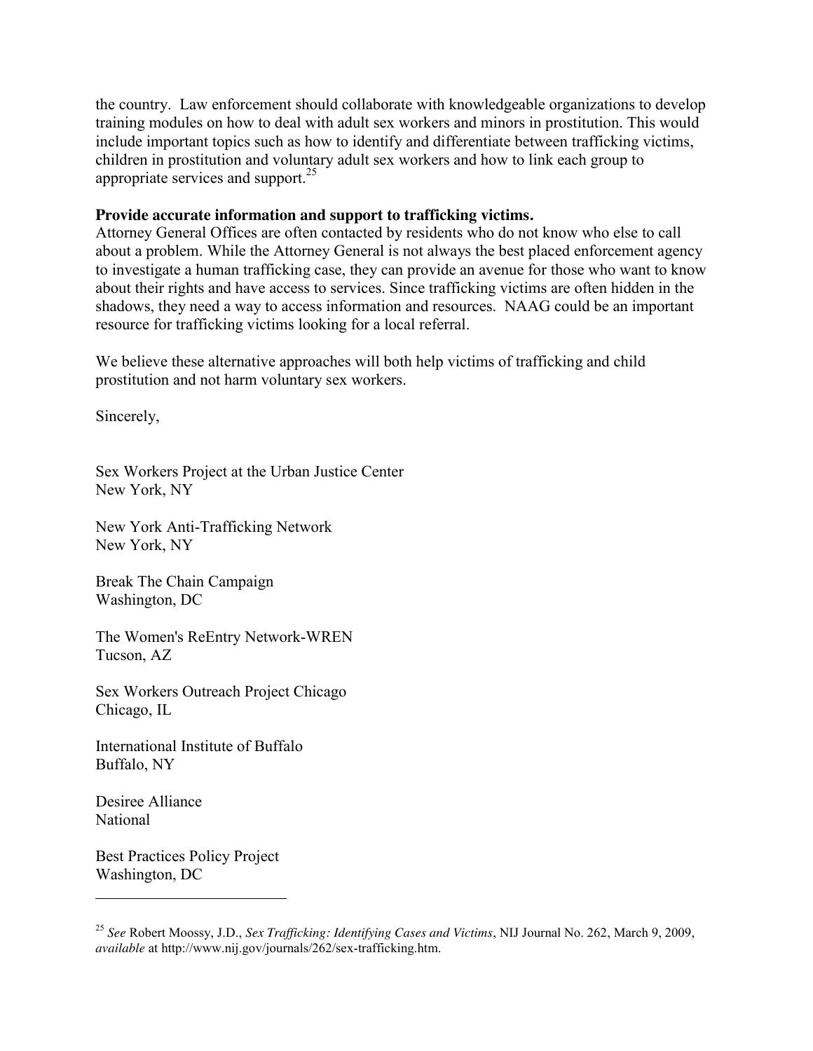the country. Law enforcement should collaborate with knowledgeable organizations to develop training modules on how to deal with adult sex workers and minors in prostitution. This would include important topics such as how to identify and differentiate between trafficking victims, children in prostitution and voluntary adult sex workers and how to link each group to appropriate services and support.[25]

**Provide accurate information and support to trafficking victims.**
Attorney General Offices are often contacted by residents who do not know who else to call about a problem. While the Attorney General is not always the best placed enforcement agency to investigate a human trafficking case, they can provide an avenue for those who want to know about their rights and have access to services. Since trafficking victims are often hidden in the shadows, they need a way to access information and resources. NAAG could be an important resource for trafficking victims looking for a local referral.

We believe these alternative approaches will both help victims of trafficking and child prostitution and not harm voluntary sex workers.

Sincerely,

Sex Workers Project at the Urban Justice Center
New York, NY

New York Anti-Trafficking Network
New York, NY

Break The Chain Campaign
Washington, DC

The Women's ReEntry Network-WREN
Tucson, AZ

Sex Workers Outreach Project Chicago
Chicago, IL

International Institute of Buffalo
Buffalo, NY

Desiree Alliance
National

Best Practices Policy Project
Washington, DC

---

[25] *See* Robert Moossy, J.D., *Sex Trafficking: Identifying Cases and Victims*, NIJ Journal No. 262, March 9, 2009, *available* at http://www.nij.gov/journals/262/sex-trafficking.htm.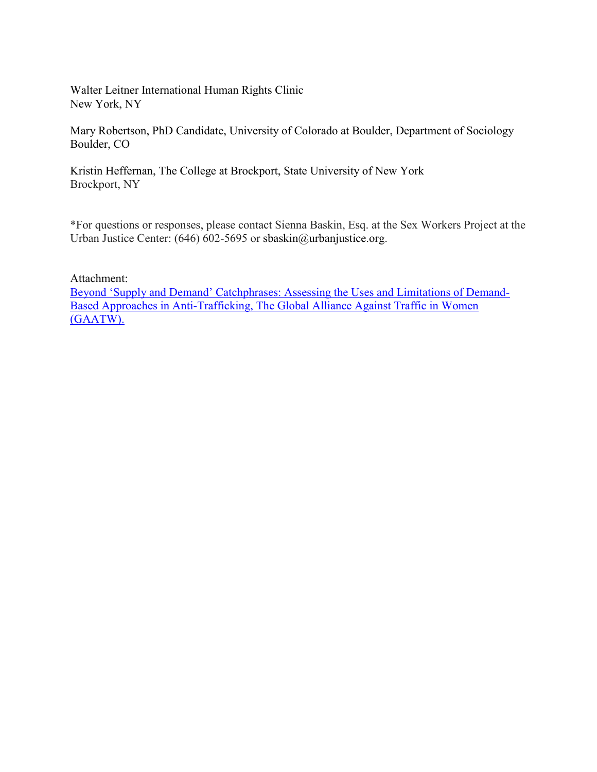Walter Leitner International Human Rights Clinic
New York, NY

Mary Robertson, PhD Candidate, University of Colorado at Boulder, Department of Sociology
Boulder, CO

Kristin Heffernan, The College at Brockport, State University of New York
Brockport, NY

*For questions or responses, please contact Sienna Baskin, Esq. at the Sex Workers Project at the Urban Justice Center: (646) 602-5695 or sbaskin@urbanjustice.org.

Attachment:
Beyond 'Supply and Demand' Catchphrases: Assessing the Uses and Limitations of Demand-Based Approaches in Anti-Trafficking, The Global Alliance Against Traffic in Women (GAATW).